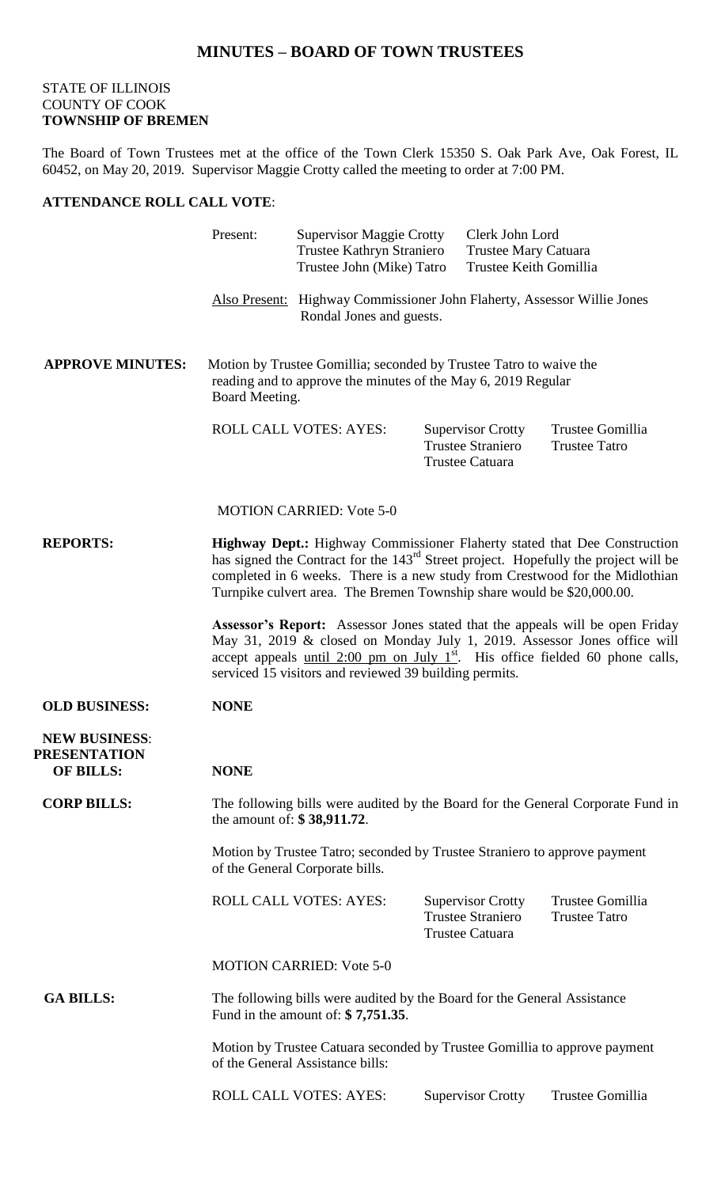# MINUTES – BOARD OF TOWN TRUSTEES

STATE OF ILLINOIS
COUNTY OF COOK
**TOWNSHIP OF BREMEN**

The Board of Town Trustees met at the office of the Town Clerk 15350 S. Oak Park Ave, Oak Forest, IL 60452, on May 20, 2019. Supervisor Maggie Crotty called the meeting to order at 7:00 PM.

**ATTENDANCE ROLL CALL VOTE**:

Present: Supervisor Maggie Crotty, Clerk John Lord, Trustee Kathryn Straniero, Trustee Mary Catuara, Trustee John (Mike) Tatro, Trustee Keith Gomillia

Also Present: Highway Commissioner John Flaherty, Assessor Willie Jones, Rondal Jones and guests.

**APPROVE MINUTES:** Motion by Trustee Gomillia; seconded by Trustee Tatro to waive the reading and to approve the minutes of the May 6, 2019 Regular Board Meeting.

ROLL CALL VOTES: AYES: Supervisor Crotty, Trustee Gomillia, Trustee Straniero, Trustee Tatro, Trustee Catuara

MOTION CARRIED: Vote 5-0

**REPORTS:**

**Highway Dept.:** Highway Commissioner Flaherty stated that Dee Construction has signed the Contract for the 143rd Street project. Hopefully the project will be completed in 6 weeks. There is a new study from Crestwood for the Midlothian Turnpike culvert area. The Bremen Township share would be $20,000.00.

**Assessor's Report:** Assessor Jones stated that the appeals will be open Friday May 31, 2019 & closed on Monday July 1, 2019. Assessor Jones office will accept appeals until 2:00 pm on July 1st. His office fielded 60 phone calls, serviced 15 visitors and reviewed 39 building permits.

**OLD BUSINESS:** **NONE**

**NEW BUSINESS: PRESENTATION OF BILLS:** **NONE**

**CORP BILLS:** The following bills were audited by the Board for the General Corporate Fund in the amount of: **$ 38,911.72**.

Motion by Trustee Tatro; seconded by Trustee Straniero to approve payment of the General Corporate bills.

ROLL CALL VOTES: AYES: Supervisor Crotty, Trustee Gomillia, Trustee Straniero, Trustee Tatro, Trustee Catuara

MOTION CARRIED: Vote 5-0

**GA BILLS:** The following bills were audited by the Board for the General Assistance Fund in the amount of: **$ 7,751.35**.

Motion by Trustee Catuara seconded by Trustee Gomillia to approve payment of the General Assistance bills:

ROLL CALL VOTES: AYES: Supervisor Crotty, Trustee Gomillia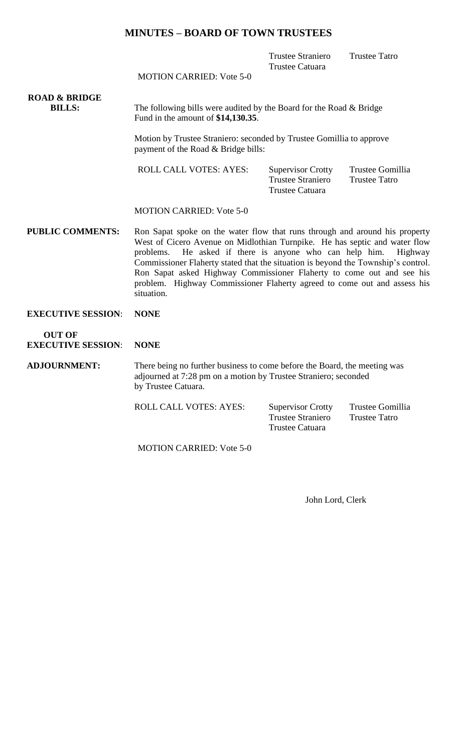# MINUTES – BOARD OF TOWN TRUSTEES

| | | |
|---|---|---|
| | Trustee Straniero | Trustee Tatro |
| | Trustee Catuara | |

MOTION CARRIED: Vote 5-0

**ROAD & BRIDGE BILLS:** The following bills were audited by the Board for the Road & Bridge Fund in the amount of **$14,130.35**.

Motion by Trustee Straniero: seconded by Trustee Gomillia to approve payment of the Road & Bridge bills:

| | | |
|---|---|---|
| ROLL CALL VOTES: AYES: | Supervisor Crotty | Trustee Gomillia |
| | Trustee Straniero | Trustee Tatro |
| | Trustee Catuara | |

MOTION CARRIED: Vote 5-0

**PUBLIC COMMENTS:** Ron Sapat spoke on the water flow that runs through and around his property West of Cicero Avenue on Midlothian Turnpike. He has septic and water flow problems. He asked if there is anyone who can help him. Highway Commissioner Flaherty stated that the situation is beyond the Township's control. Ron Sapat asked Highway Commissioner Flaherty to come out and see his problem. Highway Commissioner Flaherty agreed to come out and assess his situation.

**EXECUTIVE SESSION**: **NONE**

**OUT OF EXECUTIVE SESSION**: **NONE**

**ADJOURNMENT:** There being no further business to come before the Board, the meeting was adjourned at 7:28 pm on a motion by Trustee Straniero; seconded by Trustee Catuara.

| | | |
|---|---|---|
| ROLL CALL VOTES: AYES: | Supervisor Crotty | Trustee Gomillia |
| | Trustee Straniero | Trustee Tatro |
| | Trustee Catuara | |

MOTION CARRIED: Vote 5-0

John Lord, Clerk